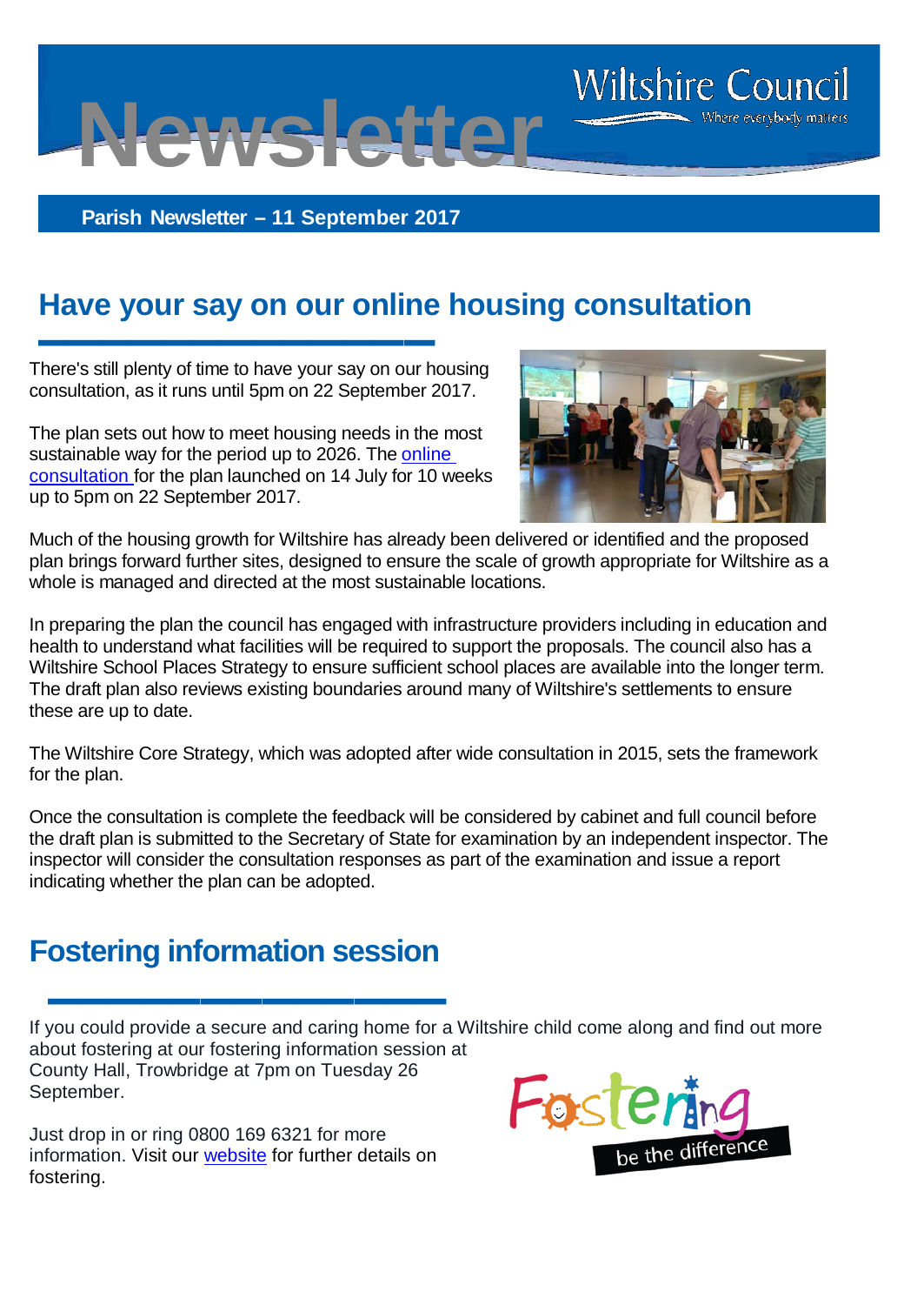# Newsletter

Wiltshire Council

Where everybody matters

**Parish Newsletter – 11 September 2017**

## Have your say on our online housing consultation

There's still plenty of time to have your say on our housing consultation, as it runs until 5pm on 22 September 2017.

The plan sets out how to meet housing needs in the most sustainable way for the period up to 2026. The online consultation for the plan launched on 14 July for 10 weeks up to 5pm on 22 September 2017.

Much of the housing growth for Wiltshire has already been delivered or identified and the proposed plan brings forward further sites, designed to ensure the scale of growth appropriate for Wiltshire as a whole is managed and directed at the most sustainable locations.

In preparing the plan the council has engaged with infrastructure providers including in education and health to understand what facilities will be required to support the proposals. The council also has a Wiltshire School Places Strategy to ensure sufficient school places are available into the longer term. The draft plan also reviews existing boundaries around many of Wiltshire's settlements to ensure these are up to date.

The Wiltshire Core Strategy, which was adopted after wide consultation in 2015, sets the framework for the plan.

Once the consultation is complete the feedback will be considered by cabinet and full council before the draft plan is submitted to the Secretary of State for examination by an independent inspector. The inspector will consider the consultation responses as part of the examination and issue a report indicating whether the plan can be adopted.

## Fostering information session

If you could provide a secure and caring home for a Wiltshire child come along and find out more about fostering at our fostering information session at County Hall, Trowbridge at 7pm on Tuesday 26 September.

Just drop in or ring 0800 169 6321 for more information. Visit our website for further details on fostering.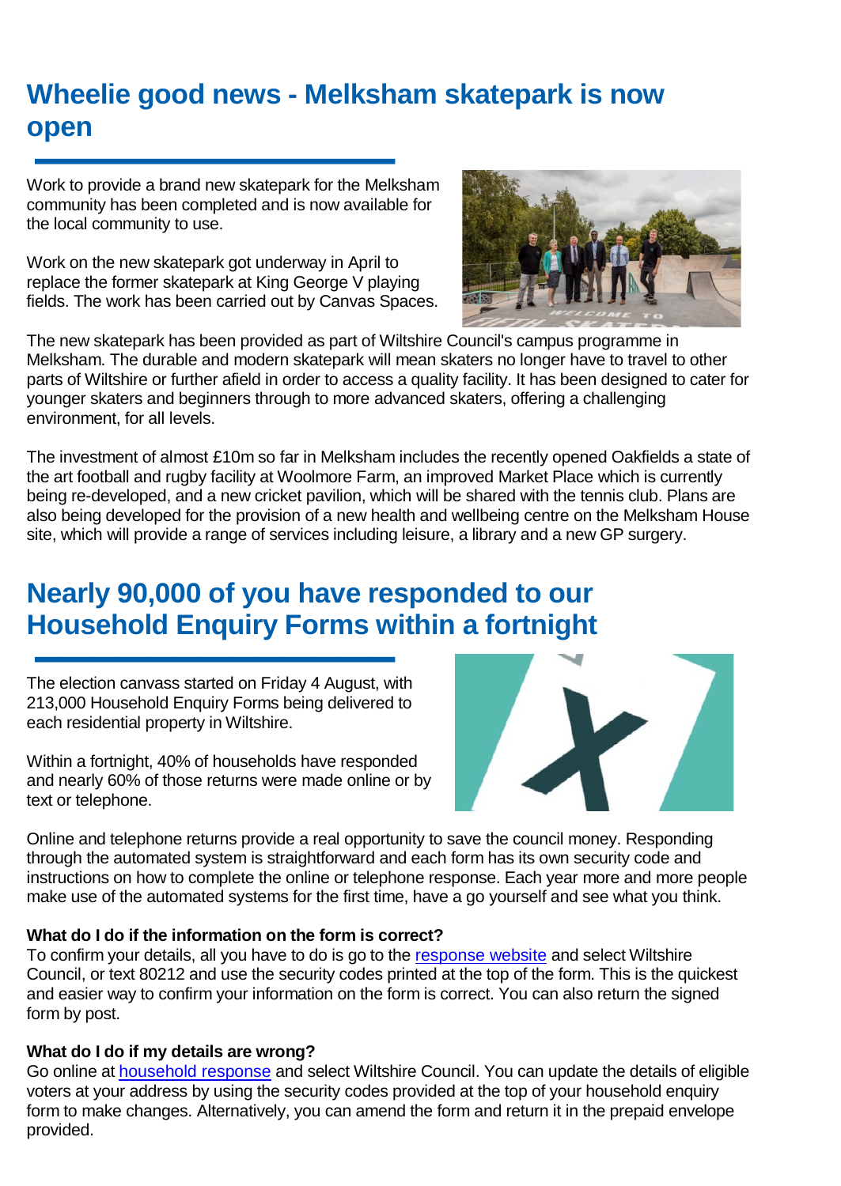# Wheelie good news - Melksham skatepark is now open

Work to provide a brand new skatepark for the Melksham community has been completed and is now available for the local community to use.

Work on the new skatepark got underway in April to replace the former skatepark at King George V playing fields. The work has been carried out by Canvas Spaces.

The new skatepark has been provided as part of Wiltshire Council's campus programme in Melksham. The durable and modern skatepark will mean skaters no longer have to travel to other parts of Wiltshire or further afield in order to access a quality facility. It has been designed to cater for younger skaters and beginners through to more advanced skaters, offering a challenging environment, for all levels.

The investment of almost £10m so far in Melksham includes the recently opened Oakfields a state of the art football and rugby facility at Woolmore Farm, an improved Market Place which is currently being re-developed, and a new cricket pavilion, which will be shared with the tennis club. Plans are also being developed for the provision of a new health and wellbeing centre on the Melksham House site, which will provide a range of services including leisure, a library and a new GP surgery.

# Nearly 90,000 of you have responded to our Household Enquiry Forms within a fortnight

The election canvass started on Friday 4 August, with 213,000 Household Enquiry Forms being delivered to each residential property in Wiltshire.

Within a fortnight, 40% of households have responded and nearly 60% of those returns were made online or by text or telephone.

Online and telephone returns provide a real opportunity to save the council money. Responding through the automated system is straightforward and each form has its own security code and instructions on how to complete the online or telephone response. Each year more and more people make use of the automated systems for the first time, have a go yourself and see what you think.

**What do I do if the information on the form is correct?**
To confirm your details, all you have to do is go to the response website and select Wiltshire Council, or text 80212 and use the security codes printed at the top of the form. This is the quickest and easier way to confirm your information on the form is correct. You can also return the signed form by post.

**What do I do if my details are wrong?**
Go online at household response and select Wiltshire Council. You can update the details of eligible voters at your address by using the security codes provided at the top of your household enquiry form to make changes. Alternatively, you can amend the form and return it in the prepaid envelope provided.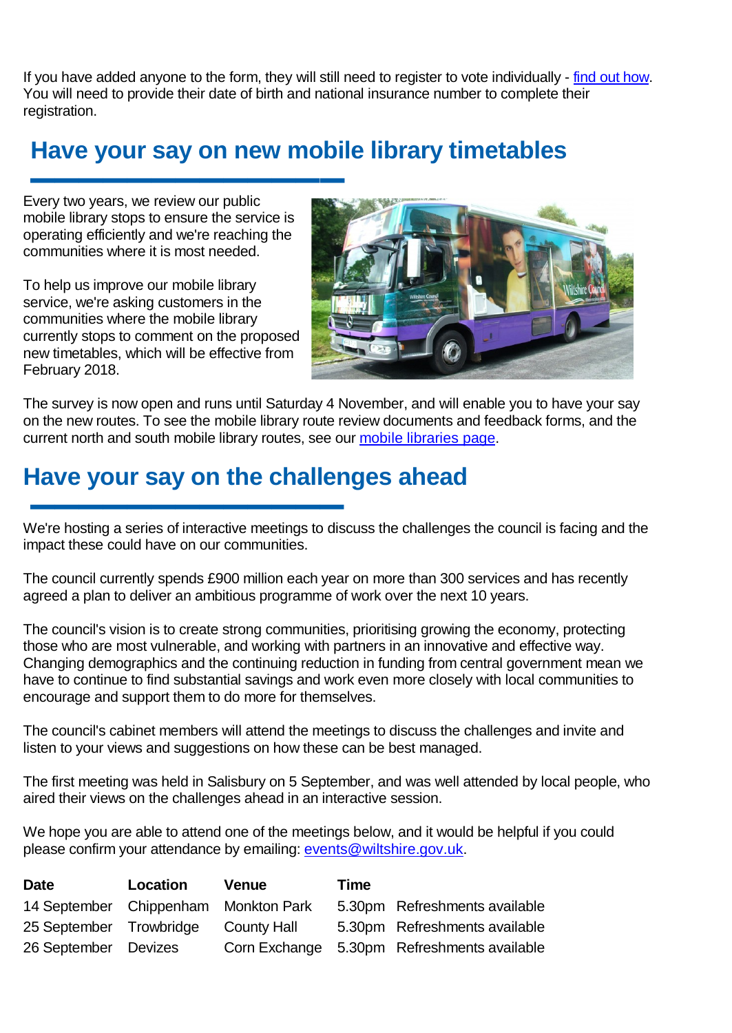If you have added anyone to the form, they will still need to register to vote individually - find out how. You will need to provide their date of birth and national insurance number to complete their registration.

## Have your say on new mobile library timetables

Every two years, we review our public mobile library stops to ensure the service is operating efficiently and we're reaching the communities where it is most needed.

To help us improve our mobile library service, we're asking customers in the communities where the mobile library currently stops to comment on the proposed new timetables, which will be effective from February 2018.

The survey is now open and runs until Saturday 4 November, and will enable you to have your say on the new routes. To see the mobile library route review documents and feedback forms, and the current north and south mobile library routes, see our mobile libraries page.

## Have your say on the challenges ahead

We're hosting a series of interactive meetings to discuss the challenges the council is facing and the impact these could have on our communities.

The council currently spends £900 million each year on more than 300 services and has recently agreed a plan to deliver an ambitious programme of work over the next 10 years.

The council's vision is to create strong communities, prioritising growing the economy, protecting those who are most vulnerable, and working with partners in an innovative and effective way. Changing demographics and the continuing reduction in funding from central government mean we have to continue to find substantial savings and work even more closely with local communities to encourage and support them to do more for themselves.

The council's cabinet members will attend the meetings to discuss the challenges and invite and listen to your views and suggestions on how these can be best managed.

The first meeting was held in Salisbury on 5 September, and was well attended by local people, who aired their views on the challenges ahead in an interactive session.

We hope you are able to attend one of the meetings below, and it would be helpful if you could please confirm your attendance by emailing: events@wiltshire.gov.uk.

| Date | Location | Venue | Time | |
|---|---|---|---|---|
| 14 September | Chippenham | Monkton Park | 5.30pm | Refreshments available |
| 25 September | Trowbridge | County Hall | 5.30pm | Refreshments available |
| 26 September | Devizes | Corn Exchange | 5.30pm | Refreshments available |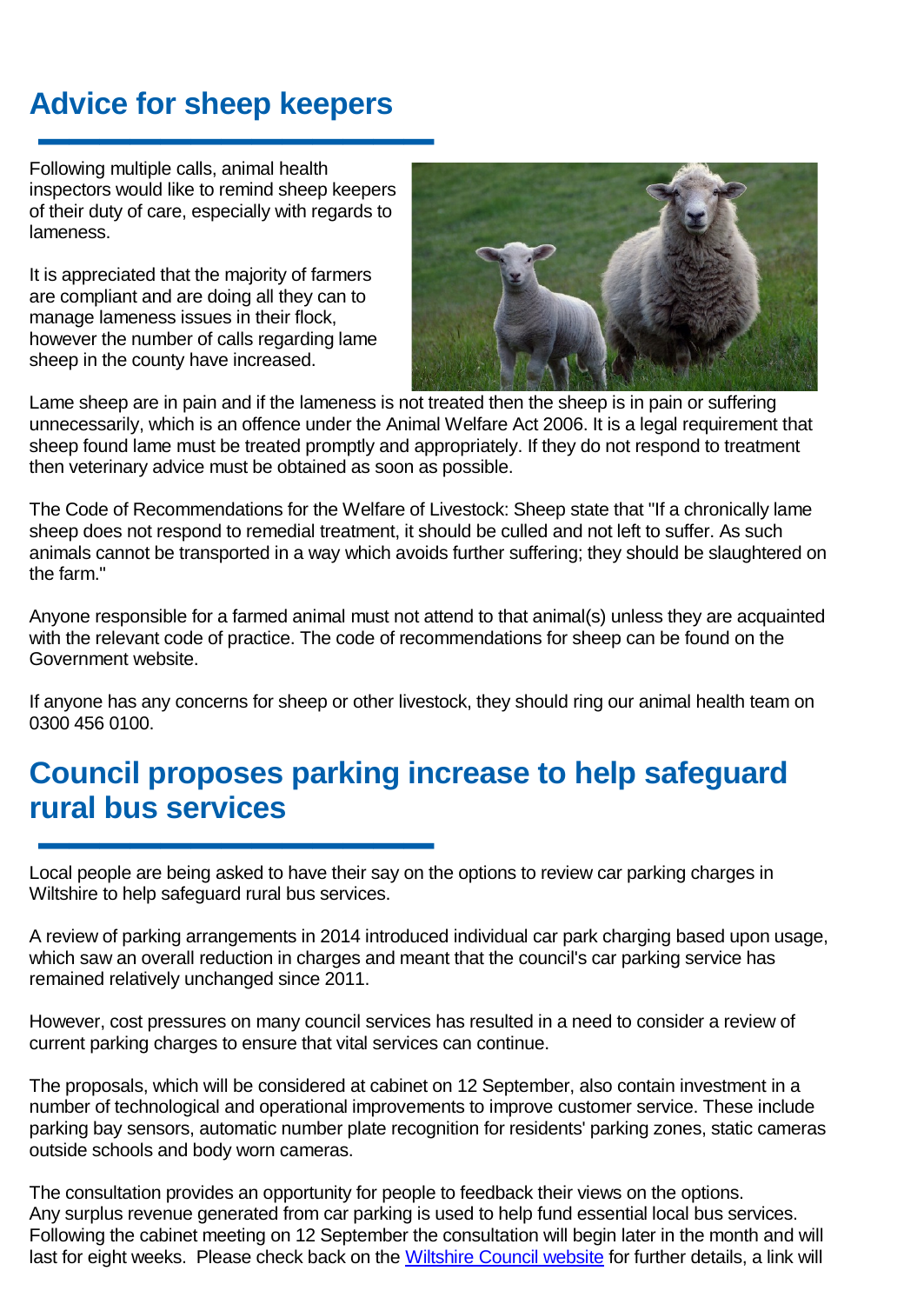## Advice for sheep keepers

Following multiple calls, animal health inspectors would like to remind sheep keepers of their duty of care, especially with regards to lameness.

It is appreciated that the majority of farmers are compliant and are doing all they can to manage lameness issues in their flock, however the number of calls regarding lame sheep in the county have increased.

Lame sheep are in pain and if the lameness is not treated then the sheep is in pain or suffering unnecessarily, which is an offence under the Animal Welfare Act 2006. It is a legal requirement that sheep found lame must be treated promptly and appropriately. If they do not respond to treatment then veterinary advice must be obtained as soon as possible.

The Code of Recommendations for the Welfare of Livestock: Sheep state that "If a chronically lame sheep does not respond to remedial treatment, it should be culled and not left to suffer. As such animals cannot be transported in a way which avoids further suffering; they should be slaughtered on the farm."

Anyone responsible for a farmed animal must not attend to that animal(s) unless they are acquainted with the relevant code of practice. The code of recommendations for sheep can be found on the Government website.

If anyone has any concerns for sheep or other livestock, they should ring our animal health team on 0300 456 0100.

## Council proposes parking increase to help safeguard rural bus services

Local people are being asked to have their say on the options to review car parking charges in Wiltshire to help safeguard rural bus services.

A review of parking arrangements in 2014 introduced individual car park charging based upon usage, which saw an overall reduction in charges and meant that the council's car parking service has remained relatively unchanged since 2011.

However, cost pressures on many council services has resulted in a need to consider a review of current parking charges to ensure that vital services can continue.

The proposals, which will be considered at cabinet on 12 September, also contain investment in a number of technological and operational improvements to improve customer service. These include parking bay sensors, automatic number plate recognition for residents' parking zones, static cameras outside schools and body worn cameras.

The consultation provides an opportunity for people to feedback their views on the options. Any surplus revenue generated from car parking is used to help fund essential local bus services. Following the cabinet meeting on 12 September the consultation will begin later in the month and will last for eight weeks. Please check back on the [Wiltshire Council website]() for further details, a link will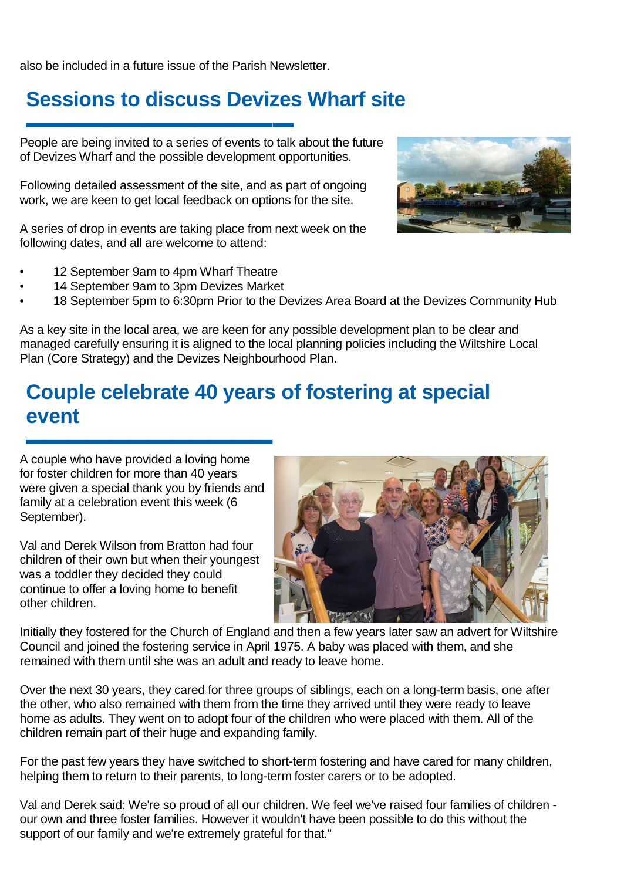also be included in a future issue of the Parish Newsletter.

## Sessions to discuss Devizes Wharf site

People are being invited to a series of events to talk about the future of Devizes Wharf and the possible development opportunities.

Following detailed assessment of the site, and as part of ongoing work, we are keen to get local feedback on options for the site.

A series of drop in events are taking place from next week on the following dates, and all are welcome to attend:

- 12 September 9am to 4pm Wharf Theatre
- 14 September 9am to 3pm Devizes Market
- 18 September 5pm to 6:30pm Prior to the Devizes Area Board at the Devizes Community Hub

As a key site in the local area, we are keen for any possible development plan to be clear and managed carefully ensuring it is aligned to the local planning policies including the Wiltshire Local Plan (Core Strategy) and the Devizes Neighbourhood Plan.

## Couple celebrate 40 years of fostering at special event

A couple who have provided a loving home for foster children for more than 40 years were given a special thank you by friends and family at a celebration event this week (6 September).

Val and Derek Wilson from Bratton had four children of their own but when their youngest was a toddler they decided they could continue to offer a loving home to benefit other children.

Initially they fostered for the Church of England and then a few years later saw an advert for Wiltshire Council and joined the fostering service in April 1975. A baby was placed with them, and she remained with them until she was an adult and ready to leave home.

Over the next 30 years, they cared for three groups of siblings, each on a long-term basis, one after the other, who also remained with them from the time they arrived until they were ready to leave home as adults. They went on to adopt four of the children who were placed with them. All of the children remain part of their huge and expanding family.

For the past few years they have switched to short-term fostering and have cared for many children, helping them to return to their parents, to long-term foster carers or to be adopted.

Val and Derek said: We're so proud of all our children. We feel we've raised four families of children - our own and three foster families. However it wouldn't have been possible to do this without the support of our family and we're extremely grateful for that."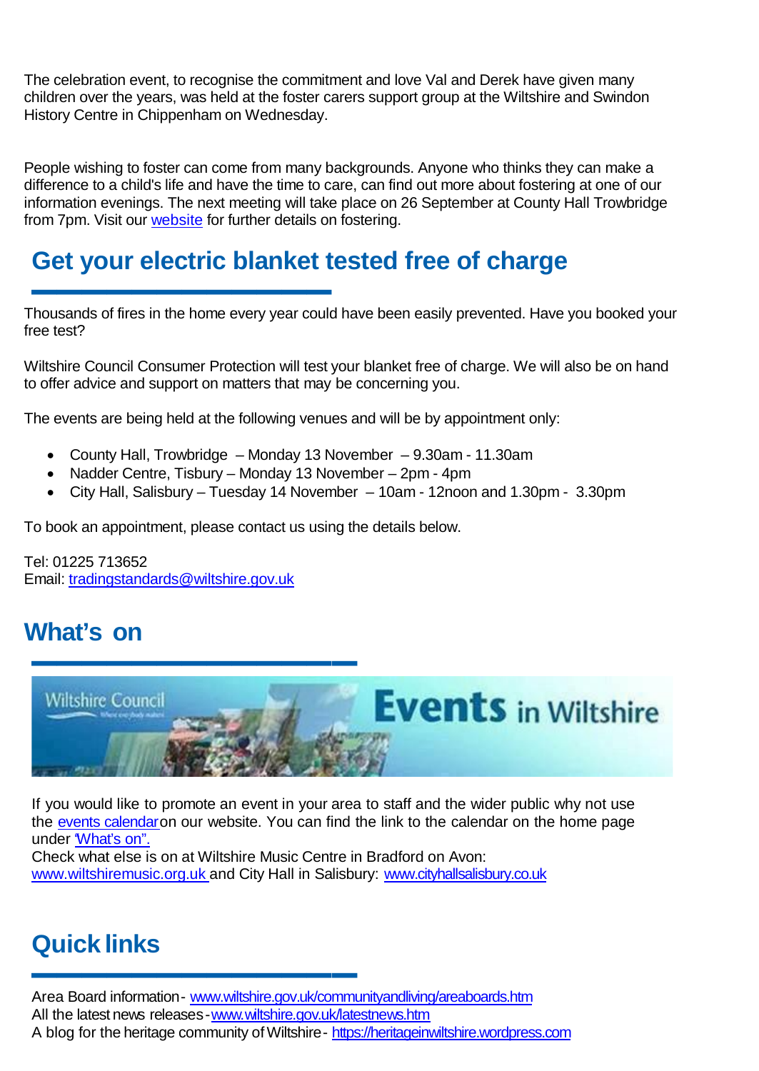The celebration event, to recognise the commitment and love Val and Derek have given many children over the years, was held at the foster carers support group at the Wiltshire and Swindon History Centre in Chippenham on Wednesday.

People wishing to foster can come from many backgrounds. Anyone who thinks they can make a difference to a child's life and have the time to care, can find out more about fostering at one of our information evenings. The next meeting will take place on 26 September at County Hall Trowbridge from 7pm. Visit our website for further details on fostering.

## Get your electric blanket tested free of charge

Thousands of fires in the home every year could have been easily prevented. Have you booked your free test?

Wiltshire Council Consumer Protection will test your blanket free of charge. We will also be on hand to offer advice and support on matters that may be concerning you.

The events are being held at the following venues and will be by appointment only:

- County Hall, Trowbridge – Monday 13 November – 9.30am - 11.30am
- Nadder Centre, Tisbury – Monday 13 November – 2pm - 4pm
- City Hall, Salisbury – Tuesday 14 November – 10am - 12noon and 1.30pm - 3.30pm

To book an appointment, please contact us using the details below.

Tel: 01225 713652
Email: tradingstandards@wiltshire.gov.uk

## What's on

Wiltshire Council Events in Wiltshire

If you would like to promote an event in your area to staff and the wider public why not use the events calendar on our website. You can find the link to the calendar on the home page under "What's on".
Check what else is on at Wiltshire Music Centre in Bradford on Avon: www.wiltshiremusic.org.uk and City Hall in Salisbury: www.cityhallsalisbury.co.uk

## Quick links

Area Board information - www.wiltshire.gov.uk/communityandliving/areaboards.htm
All the latest news releases - www.wiltshire.gov.uk/latestnews.htm
A blog for the heritage community of Wiltshire - https://heritageinwiltshire.wordpress.com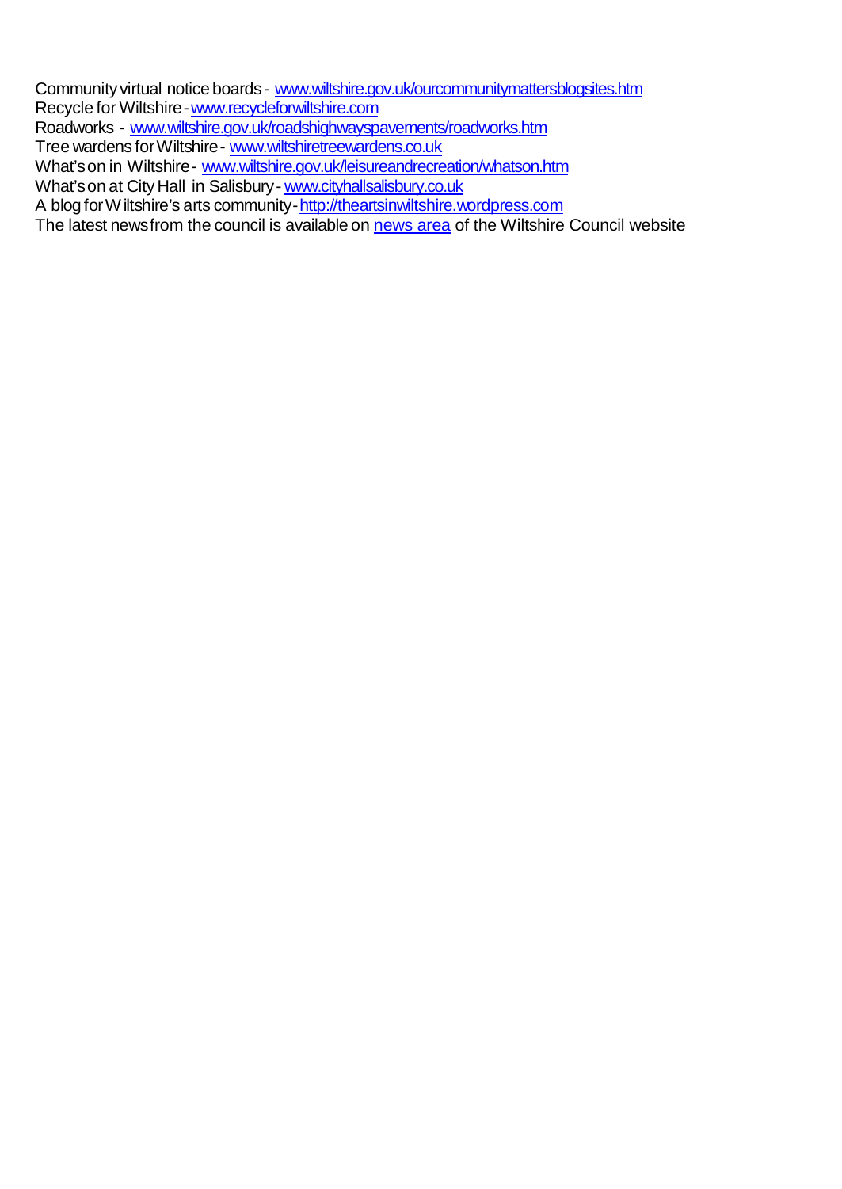Community virtual notice boards - [www.wiltshire.gov.uk/ourcommunitymattersblogsites.htm](http://www.wiltshire.gov.uk/ourcommunitymattersblogsites.htm)
Recycle for Wiltshire - [www.recycleforwiltshire.com](http://www.recycleforwiltshire.com)
Roadworks - [www.wiltshire.gov.uk/roadshighwayspavements/roadworks.htm](http://www.wiltshire.gov.uk/roadshighwayspavements/roadworks.htm)
Tree wardens for Wiltshire - [www.wiltshiretreewardens.co.uk](http://www.wiltshiretreewardens.co.uk)
What's on in Wiltshire - [www.wiltshire.gov.uk/leisureandrecreation/whatson.htm](http://www.wiltshire.gov.uk/leisureandrecreation/whatson.htm)
What's on at City Hall in Salisbury - [www.cityhallsalisbury.co.uk](http://www.cityhallsalisbury.co.uk)
A blog for Wiltshire's arts community - [http://theartsinwiltshire.wordpress.com](http://theartsinwiltshire.wordpress.com)
The latest news from the council is available on news area of the Wiltshire Council website